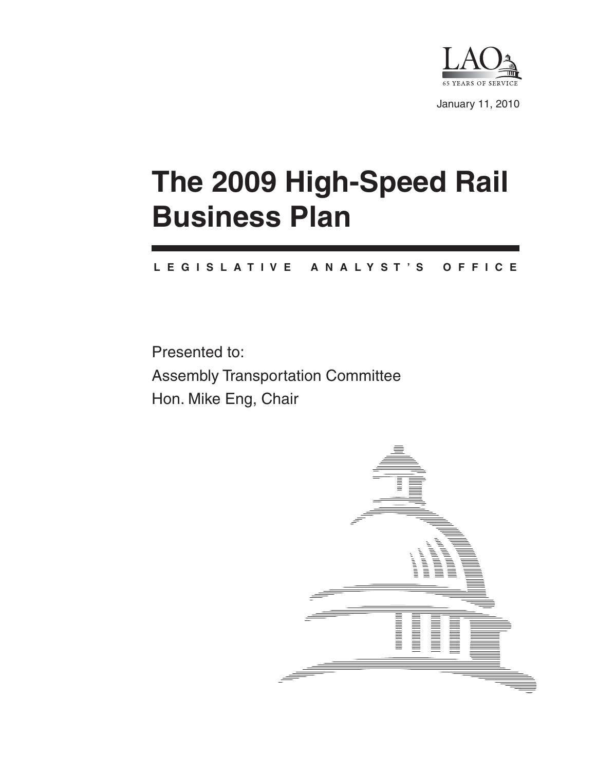LAO

65 YEARS OF SERVICE

January 11, 2010

# The 2009 High-Speed Rail Business Plan

LEGISLATIVE ANALYST'S OFFICE

Presented to:

Assembly Transportation Committee

Hon. Mike Eng, Chair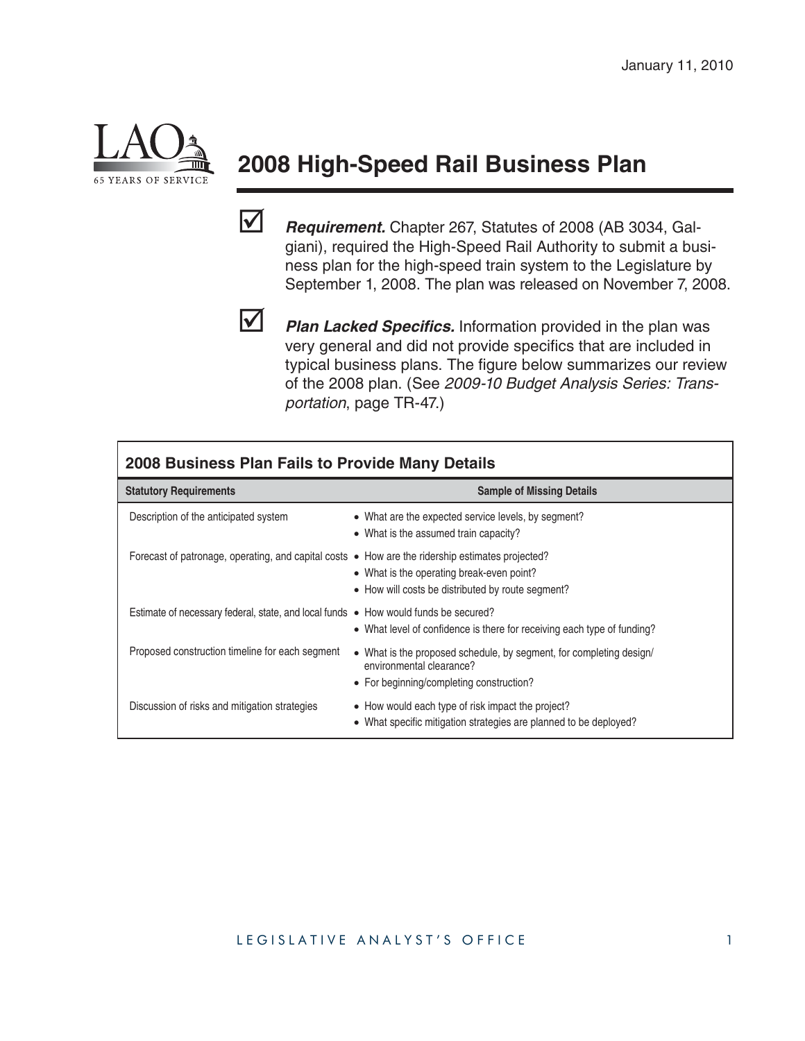January 11, 2010

# 2008 High-Speed Rail Business Plan

☑ ***Requirement.*** Chapter 267, Statutes of 2008 (AB 3034, Galgiani), required the High-Speed Rail Authority to submit a business plan for the high-speed train system to the Legislature by September 1, 2008. The plan was released on November 7, 2008.

☑ ***Plan Lacked Specifics.*** Information provided in the plan was very general and did not provide specifics that are included in typical business plans. The figure below summarizes our review of the 2008 plan. (See *2009-10 Budget Analysis Series: Transportation*, page TR-47.)

**2008 Business Plan Fails to Provide Many Details**

| Statutory Requirements | Sample of Missing Details |
|---|---|
| Description of the anticipated system | • What are the expected service levels, by segment?<br>• What is the assumed train capacity? |
| Forecast of patronage, operating, and capital costs | • How are the ridership estimates projected?<br>• What is the operating break-even point?<br>• How will costs be distributed by route segment? |
| Estimate of necessary federal, state, and local funds | • How would funds be secured?<br>• What level of confidence is there for receiving each type of funding? |
| Proposed construction timeline for each segment | • What is the proposed schedule, by segment, for completing design/environmental clearance?<br>• For beginning/completing construction? |
| Discussion of risks and mitigation strategies | • How would each type of risk impact the project?<br>• What specific mitigation strategies are planned to be deployed? |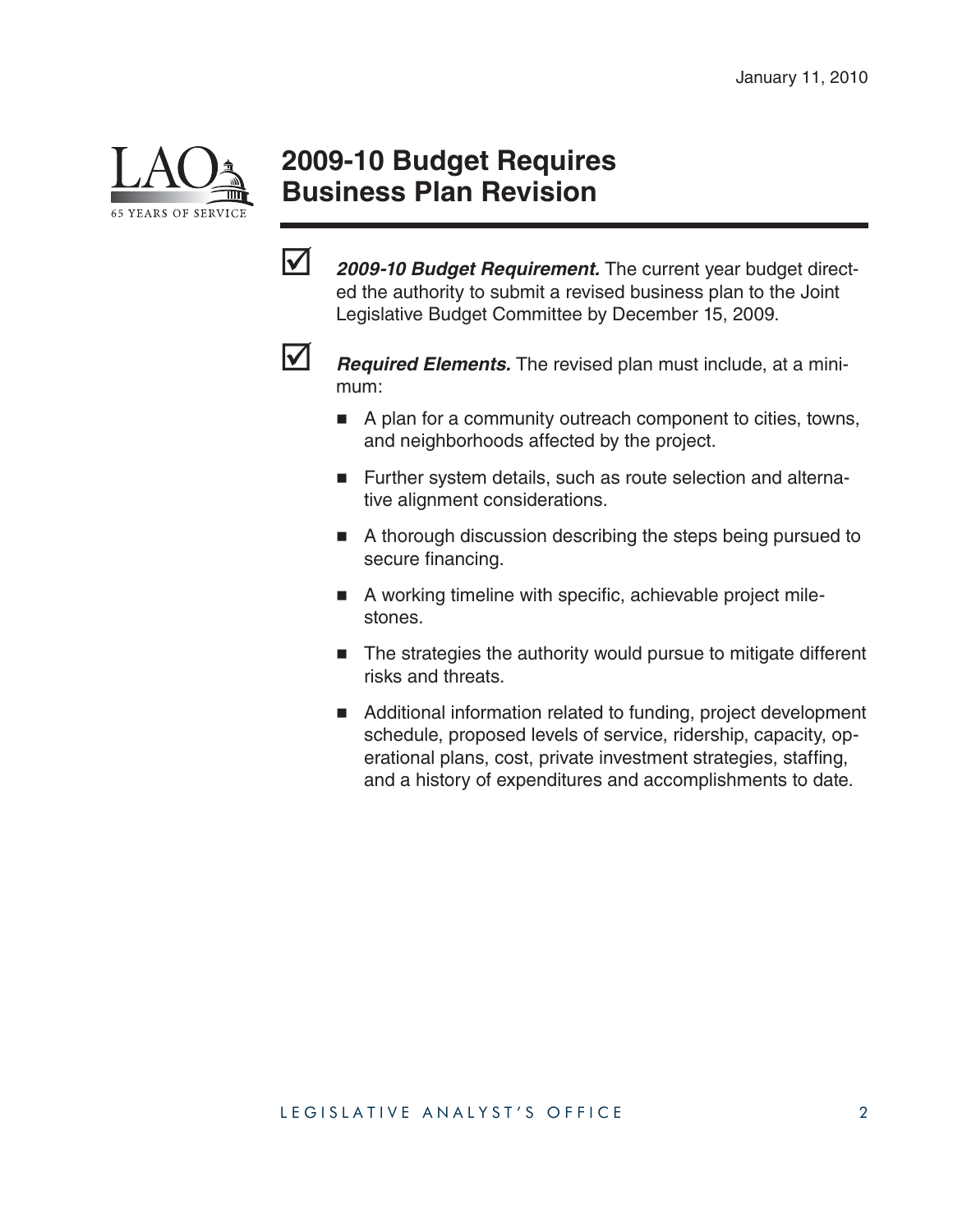# 2009-10 Budget Requires Business Plan Revision

- ***2009-10 Budget Requirement.*** The current year budget directed the authority to submit a revised business plan to the Joint Legislative Budget Committee by December 15, 2009.

- ***Required Elements.*** The revised plan must include, at a minimum:

  - A plan for a community outreach component to cities, towns, and neighborhoods affected by the project.
  - Further system details, such as route selection and alternative alignment considerations.
  - A thorough discussion describing the steps being pursued to secure financing.
  - A working timeline with specific, achievable project milestones.
  - The strategies the authority would pursue to mitigate different risks and threats.
  - Additional information related to funding, project development schedule, proposed levels of service, ridership, capacity, operational plans, cost, private investment strategies, staffing, and a history of expenditures and accomplishments to date.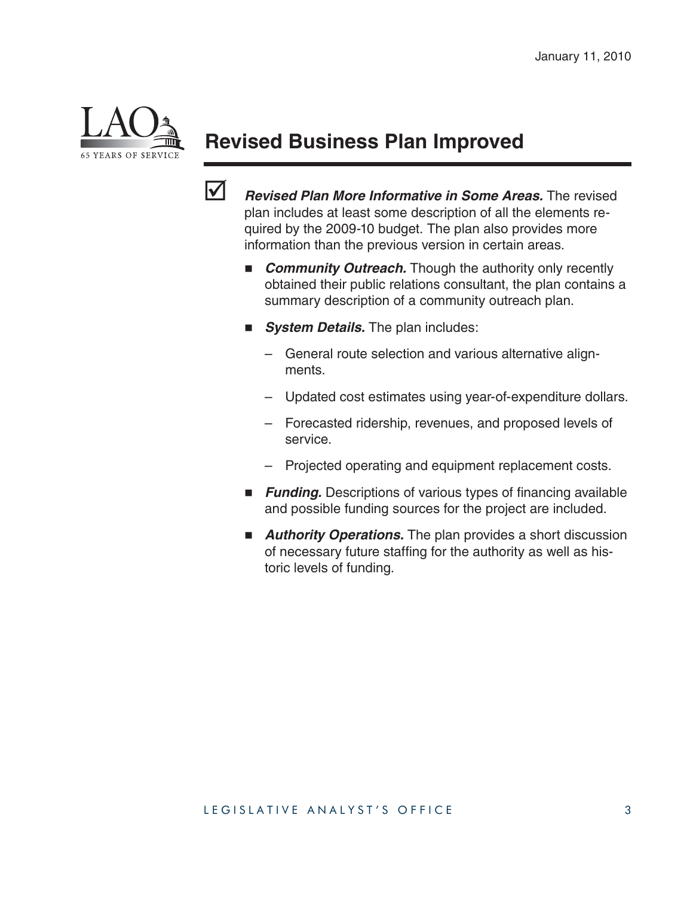## Revised Business Plan Improved

- ☑ ***Revised Plan More Informative in Some Areas.*** The revised plan includes at least some description of all the elements required by the 2009-10 budget. The plan also provides more information than the previous version in certain areas.

  - ***Community Outreach.*** Though the authority only recently obtained their public relations consultant, the plan contains a summary description of a community outreach plan.

  - ***System Details.*** The plan includes:

    - General route selection and various alternative alignments.
    - Updated cost estimates using year-of-expenditure dollars.
    - Forecasted ridership, revenues, and proposed levels of service.
    - Projected operating and equipment replacement costs.

  - ***Funding.*** Descriptions of various types of financing available and possible funding sources for the project are included.

  - ***Authority Operations.*** The plan provides a short discussion of necessary future staffing for the authority as well as historic levels of funding.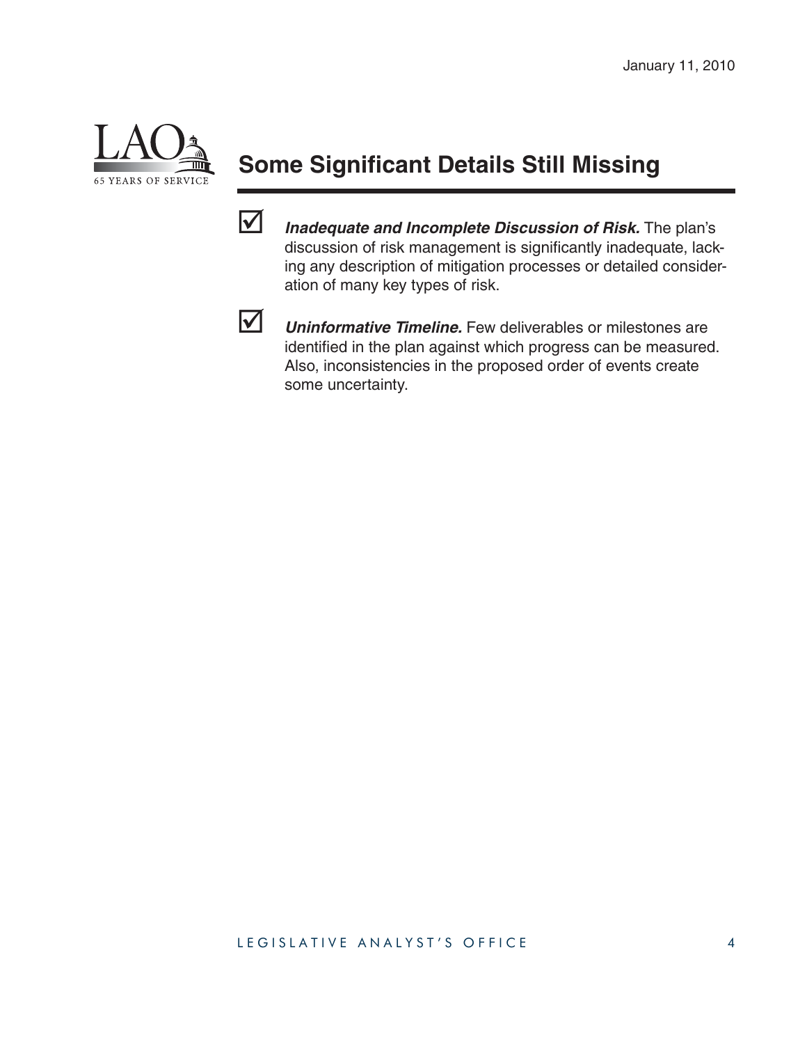## Some Significant Details Still Missing

- ☑ ***Inadequate and Incomplete Discussion of Risk.*** The plan's discussion of risk management is significantly inadequate, lacking any description of mitigation processes or detailed consideration of many key types of risk.

- ☑ ***Uninformative Timeline.*** Few deliverables or milestones are identified in the plan against which progress can be measured. Also, inconsistencies in the proposed order of events create some uncertainty.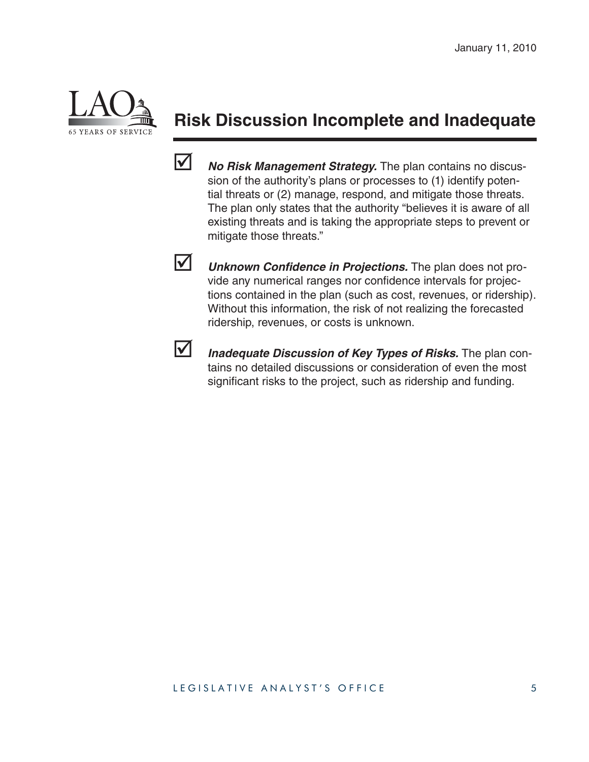## Risk Discussion Incomplete and Inadequate

- ☑ ***No Risk Management Strategy.*** The plan contains no discussion of the authority's plans or processes to (1) identify potential threats or (2) manage, respond, and mitigate those threats. The plan only states that the authority "believes it is aware of all existing threats and is taking the appropriate steps to prevent or mitigate those threats."

- ☑ ***Unknown Confidence in Projections.*** The plan does not provide any numerical ranges nor confidence intervals for projections contained in the plan (such as cost, revenues, or ridership). Without this information, the risk of not realizing the forecasted ridership, revenues, or costs is unknown.

- ☑ ***Inadequate Discussion of Key Types of Risks.*** The plan contains no detailed discussions or consideration of even the most significant risks to the project, such as ridership and funding.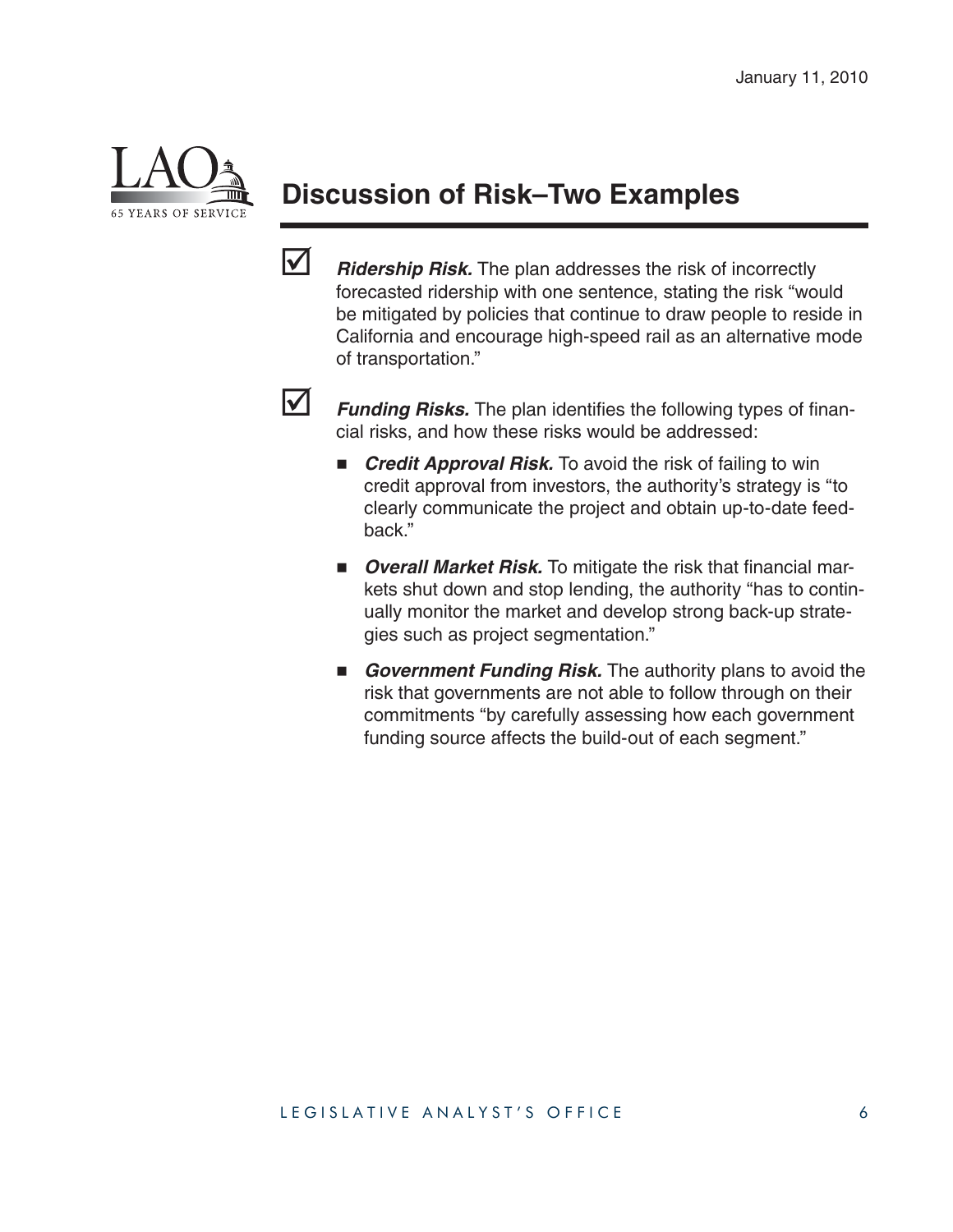## Discussion of Risk–Two Examples

- ☑ ***Ridership Risk.*** The plan addresses the risk of incorrectly forecasted ridership with one sentence, stating the risk "would be mitigated by policies that continue to draw people to reside in California and encourage high-speed rail as an alternative mode of transportation."

- ☑ ***Funding Risks.*** The plan identifies the following types of financial risks, and how these risks would be addressed:

  - ***Credit Approval Risk.*** To avoid the risk of failing to win credit approval from investors, the authority's strategy is "to clearly communicate the project and obtain up-to-date feedback."

  - ***Overall Market Risk.*** To mitigate the risk that financial markets shut down and stop lending, the authority "has to continually monitor the market and develop strong back-up strategies such as project segmentation."

  - ***Government Funding Risk.*** The authority plans to avoid the risk that governments are not able to follow through on their commitments "by carefully assessing how each government funding source affects the build-out of each segment."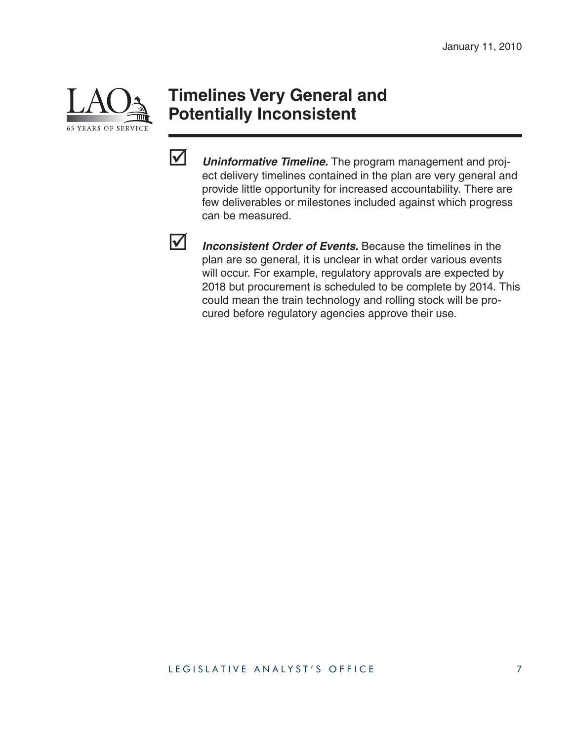# Timelines Very General and Potentially Inconsistent

☑ ***Uninformative Timeline.*** The program management and project delivery timelines contained in the plan are very general and provide little opportunity for increased accountability. There are few deliverables or milestones included against which progress can be measured.

☑ ***Inconsistent Order of Events.*** Because the timelines in the plan are so general, it is unclear in what order various events will occur. For example, regulatory approvals are expected by 2018 but procurement is scheduled to be complete by 2014. This could mean the train technology and rolling stock will be procured before regulatory agencies approve their use.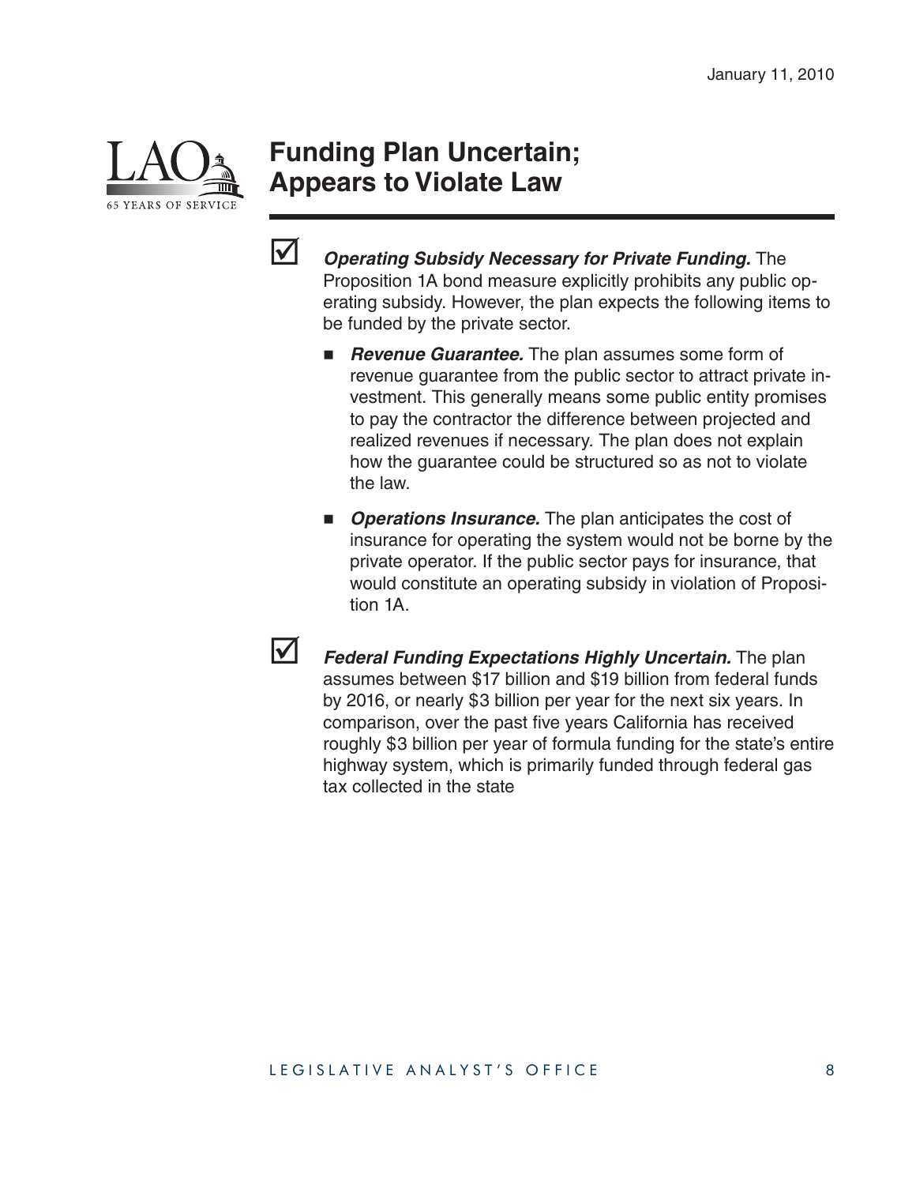# Funding Plan Uncertain; Appears to Violate Law

- ☑ ***Operating Subsidy Necessary for Private Funding.*** The Proposition 1A bond measure explicitly prohibits any public operating subsidy. However, the plan expects the following items to be funded by the private sector.

  - ***Revenue Guarantee.*** The plan assumes some form of revenue guarantee from the public sector to attract private investment. This generally means some public entity promises to pay the contractor the difference between projected and realized revenues if necessary. The plan does not explain how the guarantee could be structured so as not to violate the law.

  - ***Operations Insurance.*** The plan anticipates the cost of insurance for operating the system would not be borne by the private operator. If the public sector pays for insurance, that would constitute an operating subsidy in violation of Proposition 1A.

- ☑ ***Federal Funding Expectations Highly Uncertain.*** The plan assumes between $17 billion and $19 billion from federal funds by 2016, or nearly $3 billion per year for the next six years. In comparison, over the past five years California has received roughly $3 billion per year of formula funding for the state's entire highway system, which is primarily funded through federal gas tax collected in the state